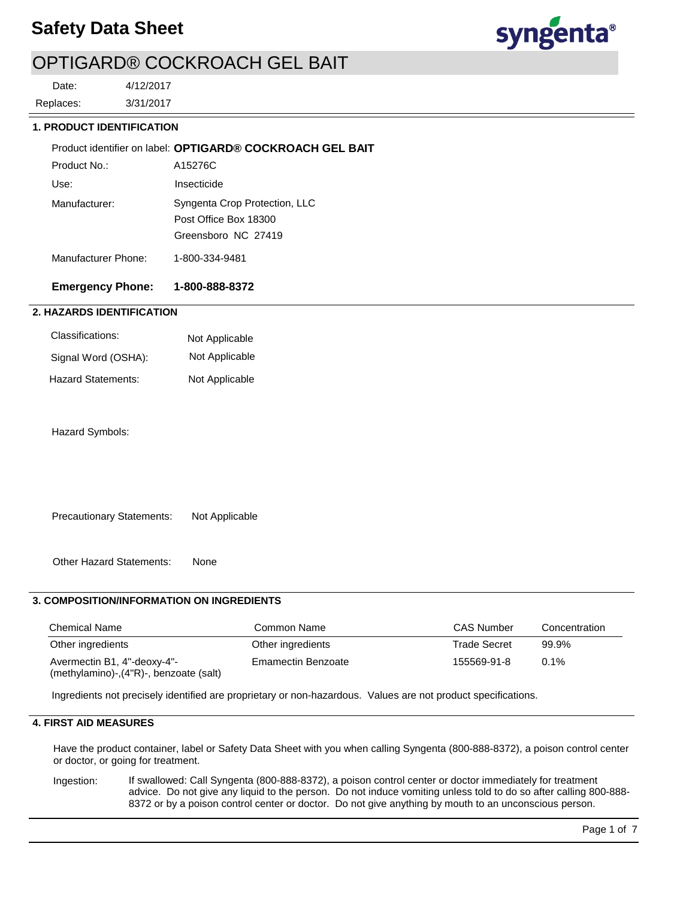# Safety Data Sheet

## OPTIGARD® COCKROACH GEL BAIT

Date: 4/12/2017

Replaces: 3/31/2017

### 1. PRODUCT IDENTIFICATION

Product identifier on label: **OPTIGARD® COCKROACH GEL BAIT**

Product No.: A15276C

Use: Insecticide

Manufacturer: Syngenta Crop Protection, LLC
Post Office Box 18300
Greensboro NC 27419

Manufacturer Phone: 1-800-334-9481

**Emergency Phone: 1-800-888-8372**

### 2. HAZARDS IDENTIFICATION

Classifications: Not Applicable

Signal Word (OSHA): Not Applicable

Hazard Statements: Not Applicable

Hazard Symbols:

Precautionary Statements: Not Applicable

Other Hazard Statements: None

### 3. COMPOSITION/INFORMATION ON INGREDIENTS

| Chemical Name | Common Name | CAS Number | Concentration |
|---|---|---|---|
| Other ingredients | Other ingredients | Trade Secret | 99.9% |
| Avermectin B1, 4"-deoxy-4"-(methylamino)-,(4"R)-, benzoate (salt) | Emamectin Benzoate | 155569-91-8 | 0.1% |

Ingredients not precisely identified are proprietary or non-hazardous. Values are not product specifications.

### 4. FIRST AID MEASURES

Have the product container, label or Safety Data Sheet with you when calling Syngenta (800-888-8372), a poison control center or doctor, or going for treatment.

Ingestion: If swallowed: Call Syngenta (800-888-8372), a poison control center or doctor immediately for treatment advice. Do not give any liquid to the person. Do not induce vomiting unless told to do so after calling 800-888-8372 or by a poison control center or doctor. Do not give anything by mouth to an unconscious person.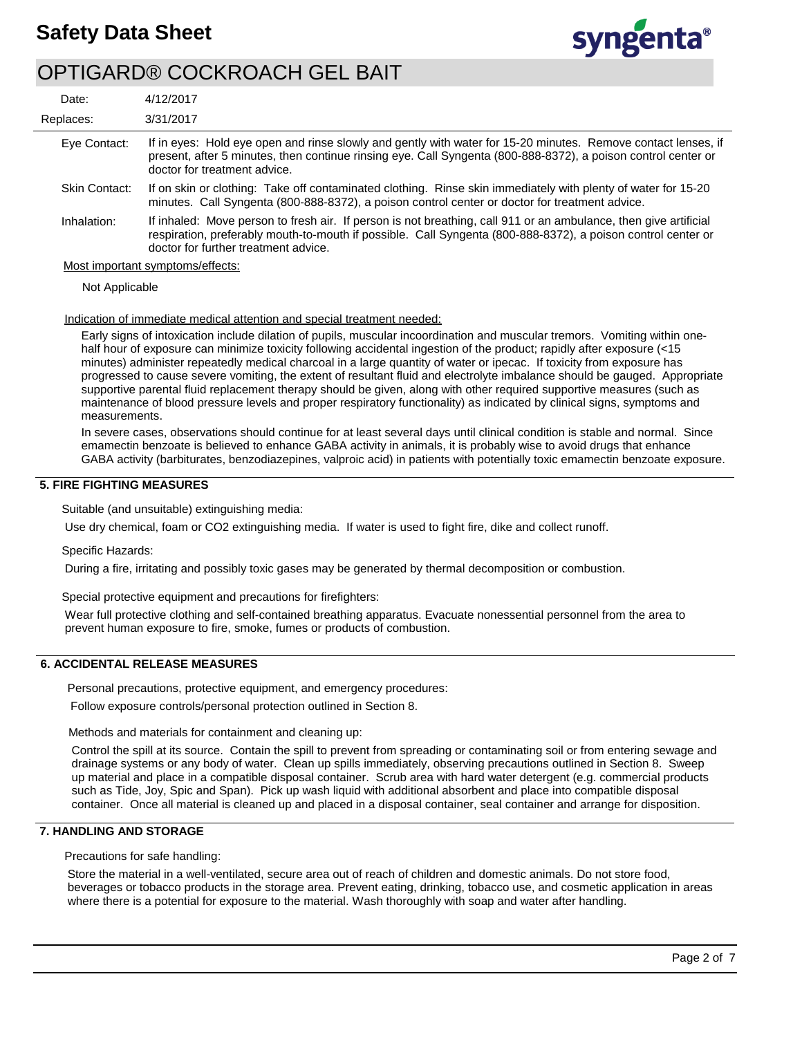Eye Contact: If in eyes: Hold eye open and rinse slowly and gently with water for 15-20 minutes. Remove contact lenses, if present, after 5 minutes, then continue rinsing eye. Call Syngenta (800-888-8372), a poison control center or doctor for treatment advice.

Skin Contact: If on skin or clothing: Take off contaminated clothing. Rinse skin immediately with plenty of water for 15-20 minutes. Call Syngenta (800-888-8372), a poison control center or doctor for treatment advice.

Inhalation: If inhaled: Move person to fresh air. If person is not breathing, call 911 or an ambulance, then give artificial respiration, preferably mouth-to-mouth if possible. Call Syngenta (800-888-8372), a poison control center or doctor for further treatment advice.

Most important symptoms/effects:

Not Applicable

Indication of immediate medical attention and special treatment needed:

Early signs of intoxication include dilation of pupils, muscular incoordination and muscular tremors. Vomiting within one-half hour of exposure can minimize toxicity following accidental ingestion of the product; rapidly after exposure (<15 minutes) administer repeatedly medical charcoal in a large quantity of water or ipecac. If toxicity from exposure has progressed to cause severe vomiting, the extent of resultant fluid and electrolyte imbalance should be gauged. Appropriate supportive parental fluid replacement therapy should be given, along with other required supportive measures (such as maintenance of blood pressure levels and proper respiratory functionality) as indicated by clinical signs, symptoms and measurements.

In severe cases, observations should continue for at least several days until clinical condition is stable and normal. Since emamectin benzoate is believed to enhance GABA activity in animals, it is probably wise to avoid drugs that enhance GABA activity (barbiturates, benzodiazepines, valproic acid) in patients with potentially toxic emamectin benzoate exposure.

## 5. FIRE FIGHTING MEASURES

Suitable (and unsuitable) extinguishing media:

Use dry chemical, foam or CO2 extinguishing media. If water is used to fight fire, dike and collect runoff.

Specific Hazards:

During a fire, irritating and possibly toxic gases may be generated by thermal decomposition or combustion.

Special protective equipment and precautions for firefighters:

Wear full protective clothing and self-contained breathing apparatus. Evacuate nonessential personnel from the area to prevent human exposure to fire, smoke, fumes or products of combustion.

## 6. ACCIDENTAL RELEASE MEASURES

Personal precautions, protective equipment, and emergency procedures:

Follow exposure controls/personal protection outlined in Section 8.

Methods and materials for containment and cleaning up:

Control the spill at its source. Contain the spill to prevent from spreading or contaminating soil or from entering sewage and drainage systems or any body of water. Clean up spills immediately, observing precautions outlined in Section 8. Sweep up material and place in a compatible disposal container. Scrub area with hard water detergent (e.g. commercial products such as Tide, Joy, Spic and Span). Pick up wash liquid with additional absorbent and place into compatible disposal container. Once all material is cleaned up and placed in a disposal container, seal container and arrange for disposition.

## 7. HANDLING AND STORAGE

Precautions for safe handling:

Store the material in a well-ventilated, secure area out of reach of children and domestic animals. Do not store food, beverages or tobacco products in the storage area. Prevent eating, drinking, tobacco use, and cosmetic application in areas where there is a potential for exposure to the material. Wash thoroughly with soap and water after handling.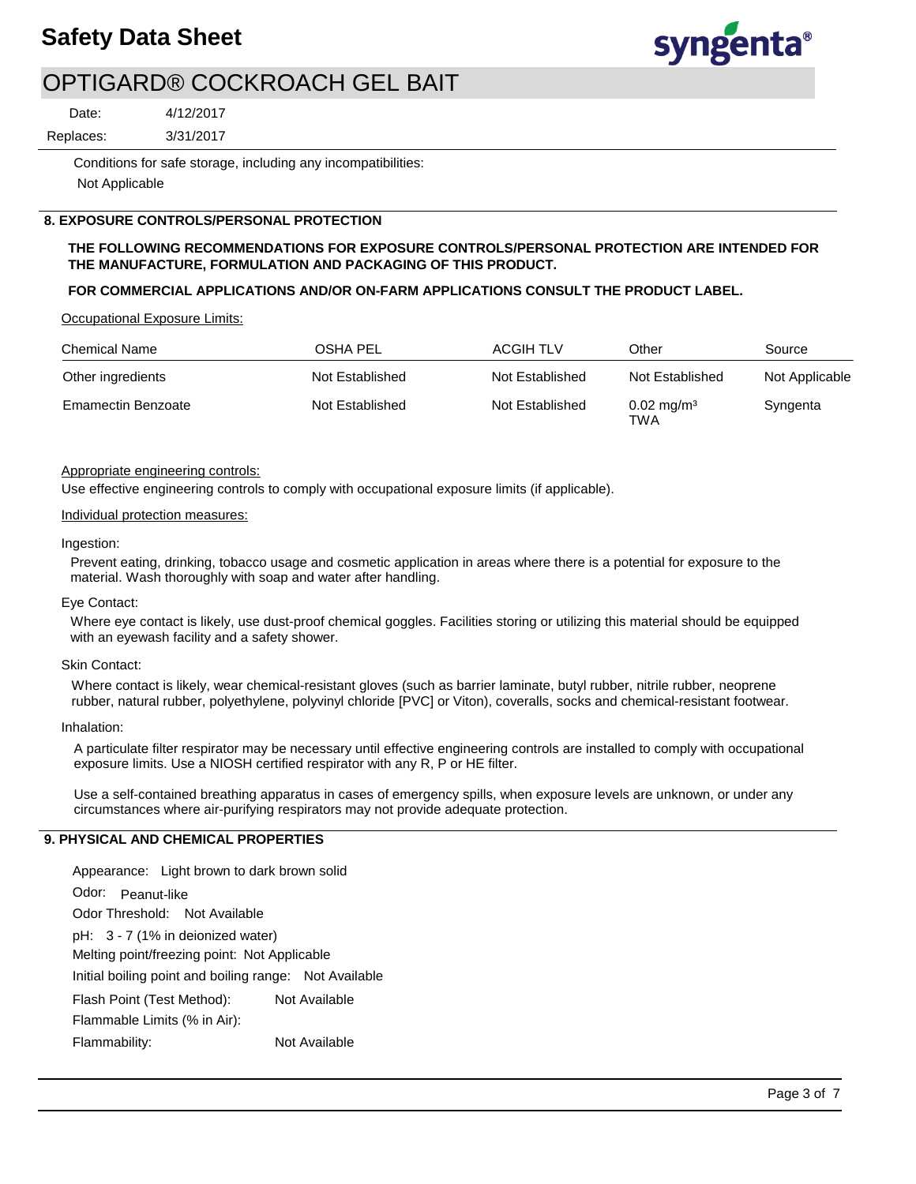Conditions for safe storage, including any incompatibilities:

Not Applicable

## 8. EXPOSURE CONTROLS/PERSONAL PROTECTION

**THE FOLLOWING RECOMMENDATIONS FOR EXPOSURE CONTROLS/PERSONAL PROTECTION ARE INTENDED FOR THE MANUFACTURE, FORMULATION AND PACKAGING OF THIS PRODUCT.**

**FOR COMMERCIAL APPLICATIONS AND/OR ON-FARM APPLICATIONS CONSULT THE PRODUCT LABEL.**

Occupational Exposure Limits:

| Chemical Name | OSHA PEL | ACGIH TLV | Other | Source |
|---|---|---|---|---|
| Other ingredients | Not Established | Not Established | Not Established | Not Applicable |
| Emamectin Benzoate | Not Established | Not Established | 0.02 mg/m³ TWA | Syngenta |

Appropriate engineering controls:

Use effective engineering controls to comply with occupational exposure limits (if applicable).

Individual protection measures:

Ingestion:

Prevent eating, drinking, tobacco usage and cosmetic application in areas where there is a potential for exposure to the material. Wash thoroughly with soap and water after handling.

Eye Contact:

Where eye contact is likely, use dust-proof chemical goggles. Facilities storing or utilizing this material should be equipped with an eyewash facility and a safety shower.

Skin Contact:

Where contact is likely, wear chemical-resistant gloves (such as barrier laminate, butyl rubber, nitrile rubber, neoprene rubber, natural rubber, polyethylene, polyvinyl chloride [PVC] or Viton), coveralls, socks and chemical-resistant footwear.

Inhalation:

A particulate filter respirator may be necessary until effective engineering controls are installed to comply with occupational exposure limits. Use a NIOSH certified respirator with any R, P or HE filter.

Use a self-contained breathing apparatus in cases of emergency spills, when exposure levels are unknown, or under any circumstances where air-purifying respirators may not provide adequate protection.

## 9. PHYSICAL AND CHEMICAL PROPERTIES

Appearance: Light brown to dark brown solid

Odor: Peanut-like

Odor Threshold: Not Available

pH: 3 - 7 (1% in deionized water)

Melting point/freezing point: Not Applicable

Initial boiling point and boiling range: Not Available

Flash Point (Test Method): Not Available

Flammable Limits (% in Air):

Flammability: Not Available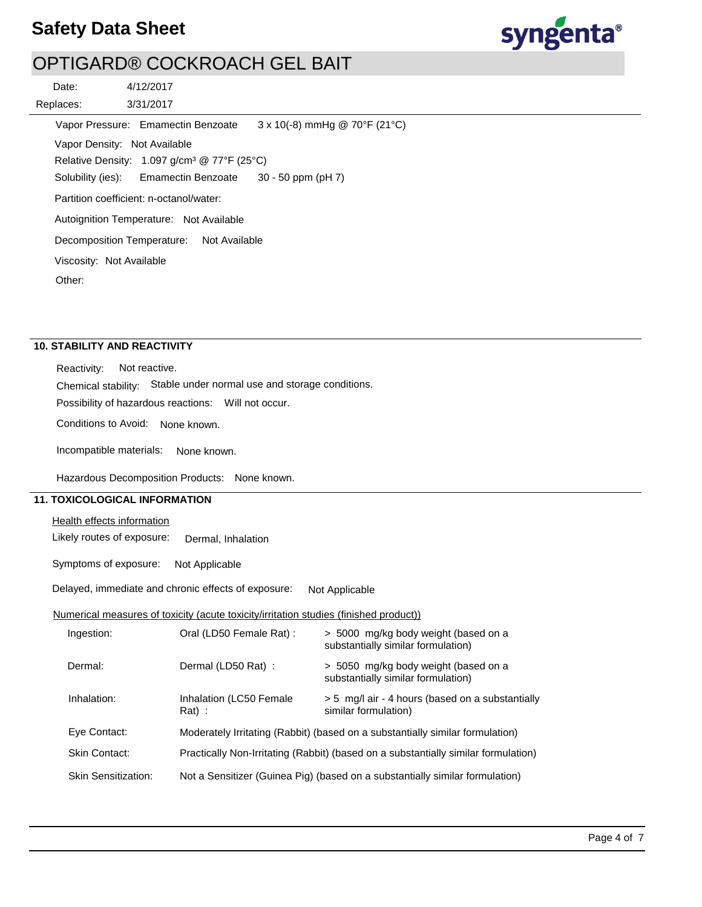Vapor Pressure: Emamectin Benzoate 3 x 10(-8) mmHg @ 70°F (21°C)

Vapor Density: Not Available

Relative Density: 1.097 g/cm³ @ 77°F (25°C)

Solubility (ies): Emamectin Benzoate 30 - 50 ppm (pH 7)

Partition coefficient: n-octanol/water:

Autoignition Temperature: Not Available

Decomposition Temperature: Not Available

Viscosity: Not Available

Other:

## 10. STABILITY AND REACTIVITY

Reactivity: Not reactive.

Chemical stability: Stable under normal use and storage conditions.

Possibility of hazardous reactions: Will not occur.

Conditions to Avoid: None known.

Incompatible materials: None known.

Hazardous Decomposition Products: None known.

## 11. TOXICOLOGICAL INFORMATION

Health effects information

Likely routes of exposure: Dermal, Inhalation

Symptoms of exposure: Not Applicable

Delayed, immediate and chronic effects of exposure: Not Applicable

Numerical measures of toxicity (acute toxicity/irritation studies (finished product))

| | | |
|---|---|---|
| Ingestion: | Oral (LD50 Female Rat) : | > 5000 mg/kg body weight (based on a substantially similar formulation) |
| Dermal: | Dermal (LD50 Rat) : | > 5050 mg/kg body weight (based on a substantially similar formulation) |
| Inhalation: | Inhalation (LC50 Female Rat) : | > 5 mg/l air - 4 hours (based on a substantially similar formulation) |
| Eye Contact: | Moderately Irritating (Rabbit) (based on a substantially similar formulation) | |
| Skin Contact: | Practically Non-Irritating (Rabbit) (based on a substantially similar formulation) | |
| Skin Sensitization: | Not a Sensitizer (Guinea Pig) (based on a substantially similar formulation) | |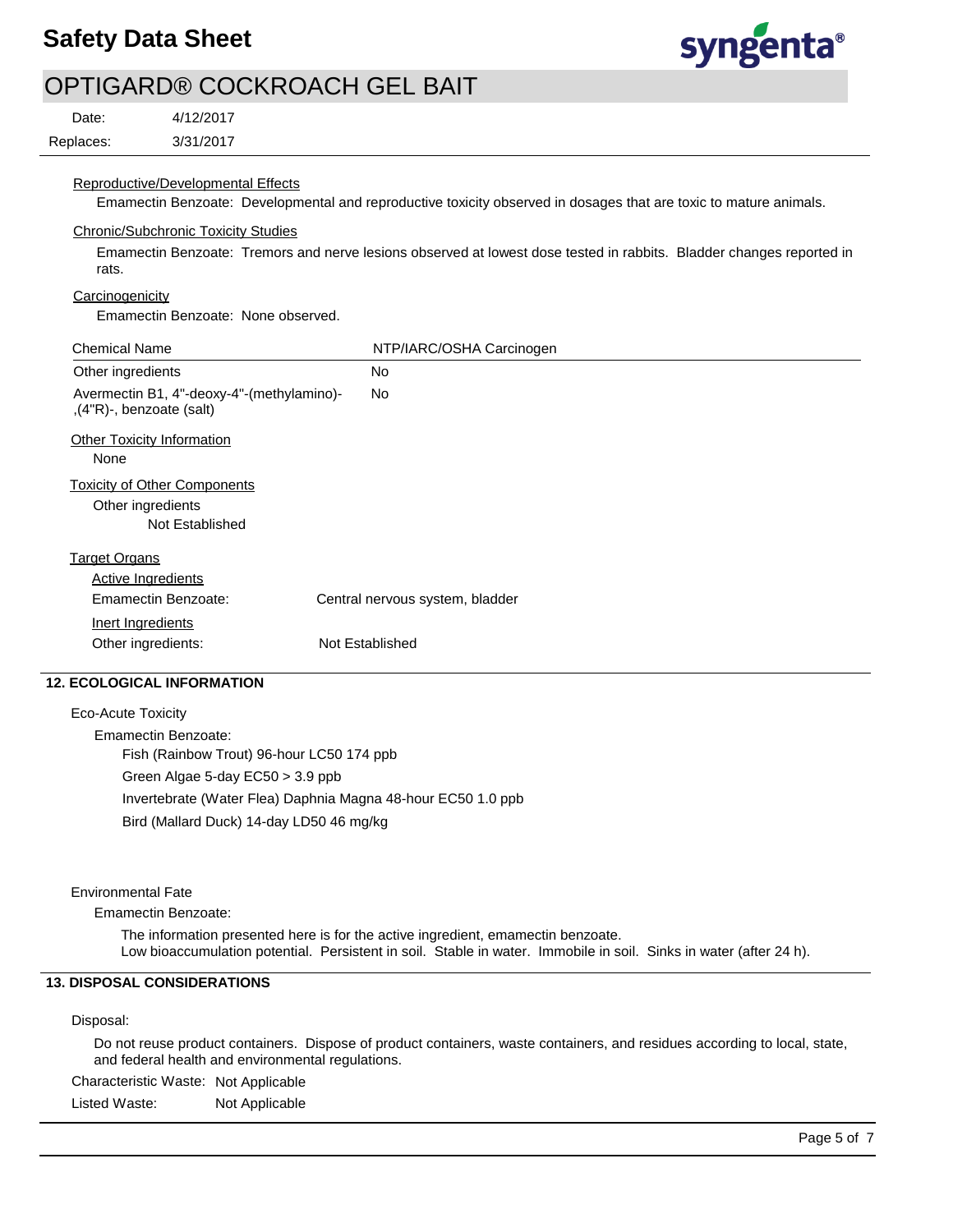Reproductive/Developmental Effects

Emamectin Benzoate: Developmental and reproductive toxicity observed in dosages that are toxic to mature animals.

Chronic/Subchronic Toxicity Studies

Emamectin Benzoate: Tremors and nerve lesions observed at lowest dose tested in rabbits. Bladder changes reported in rats.

Carcinogenicity

Emamectin Benzoate: None observed.

| Chemical Name | NTP/IARC/OSHA Carcinogen |
| --- | --- |
| Other ingredients | No |
| Avermectin B1, 4"-deoxy-4"-(methylamino)-,(4"R)-, benzoate (salt) | No |

Other Toxicity Information

None

Toxicity of Other Components

Other ingredients

Not Established

Target Organs

Active Ingredients

Emamectin Benzoate: Central nervous system, bladder

Inert Ingredients

Other ingredients: Not Established

## 12. ECOLOGICAL INFORMATION

Eco-Acute Toxicity

Emamectin Benzoate:

Fish (Rainbow Trout) 96-hour LC50 174 ppb

Green Algae 5-day EC50 > 3.9 ppb

Invertebrate (Water Flea) Daphnia Magna 48-hour EC50 1.0 ppb

Bird (Mallard Duck) 14-day LD50 46 mg/kg

Environmental Fate

Emamectin Benzoate:

The information presented here is for the active ingredient, emamectin benzoate.
Low bioaccumulation potential. Persistent in soil. Stable in water. Immobile in soil. Sinks in water (after 24 h).

## 13. DISPOSAL CONSIDERATIONS

Disposal:

Do not reuse product containers. Dispose of product containers, waste containers, and residues according to local, state, and federal health and environmental regulations.

Characteristic Waste: Not Applicable

Listed Waste: Not Applicable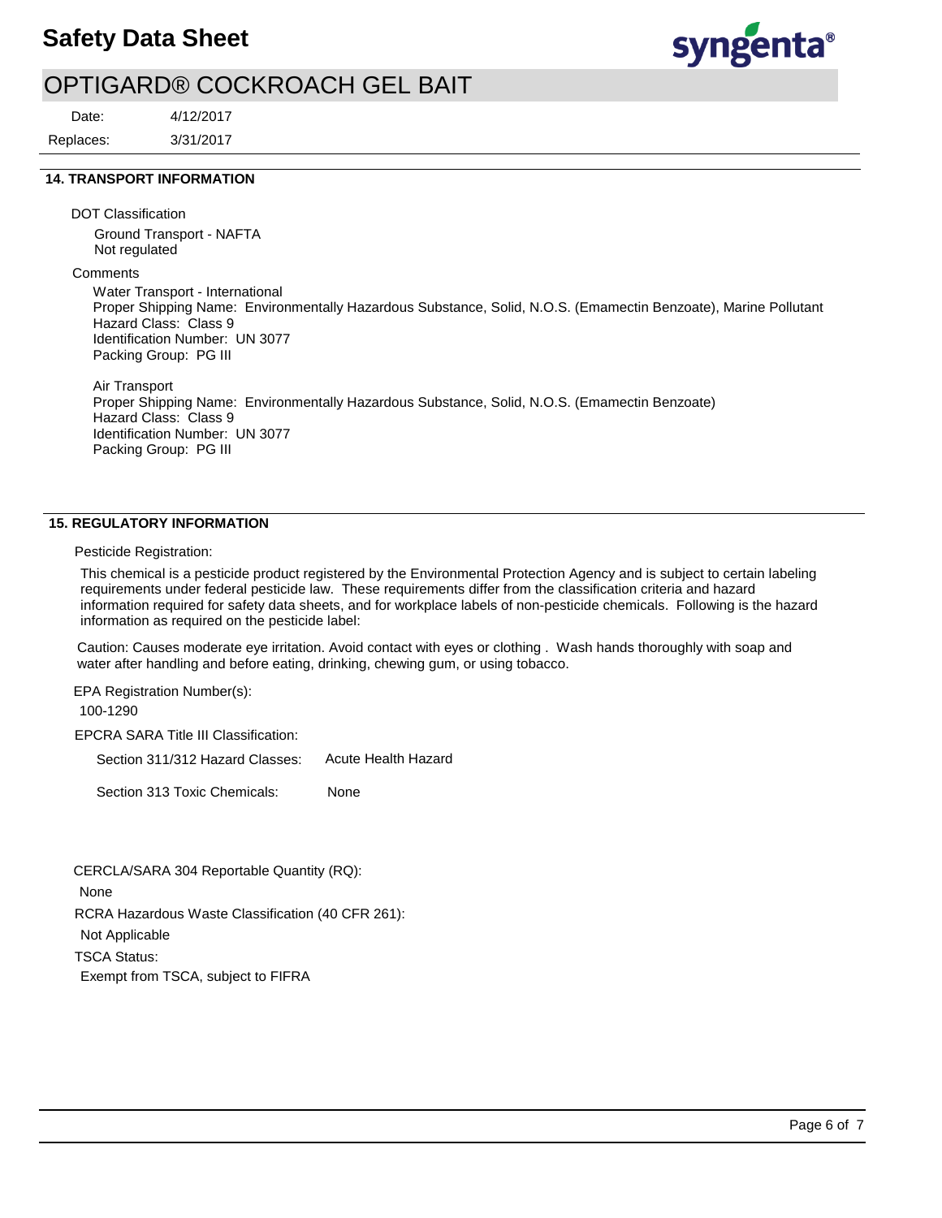## 14. TRANSPORT INFORMATION

DOT Classification

Ground Transport - NAFTA
Not regulated

Comments

Water Transport - International
Proper Shipping Name: Environmentally Hazardous Substance, Solid, N.O.S. (Emamectin Benzoate), Marine Pollutant
Hazard Class: Class 9
Identification Number: UN 3077
Packing Group: PG III

Air Transport
Proper Shipping Name: Environmentally Hazardous Substance, Solid, N.O.S. (Emamectin Benzoate)
Hazard Class: Class 9
Identification Number: UN 3077
Packing Group: PG III

## 15. REGULATORY INFORMATION

Pesticide Registration:

This chemical is a pesticide product registered by the Environmental Protection Agency and is subject to certain labeling requirements under federal pesticide law. These requirements differ from the classification criteria and hazard information required for safety data sheets, and for workplace labels of non-pesticide chemicals. Following is the hazard information as required on the pesticide label:

Caution: Causes moderate eye irritation. Avoid contact with eyes or clothing . Wash hands thoroughly with soap and water after handling and before eating, drinking, chewing gum, or using tobacco.

EPA Registration Number(s):
100-1290

EPCRA SARA Title III Classification:

Section 311/312 Hazard Classes: Acute Health Hazard

Section 313 Toxic Chemicals: None

CERCLA/SARA 304 Reportable Quantity (RQ):
None

RCRA Hazardous Waste Classification (40 CFR 261):
Not Applicable

TSCA Status:
Exempt from TSCA, subject to FIFRA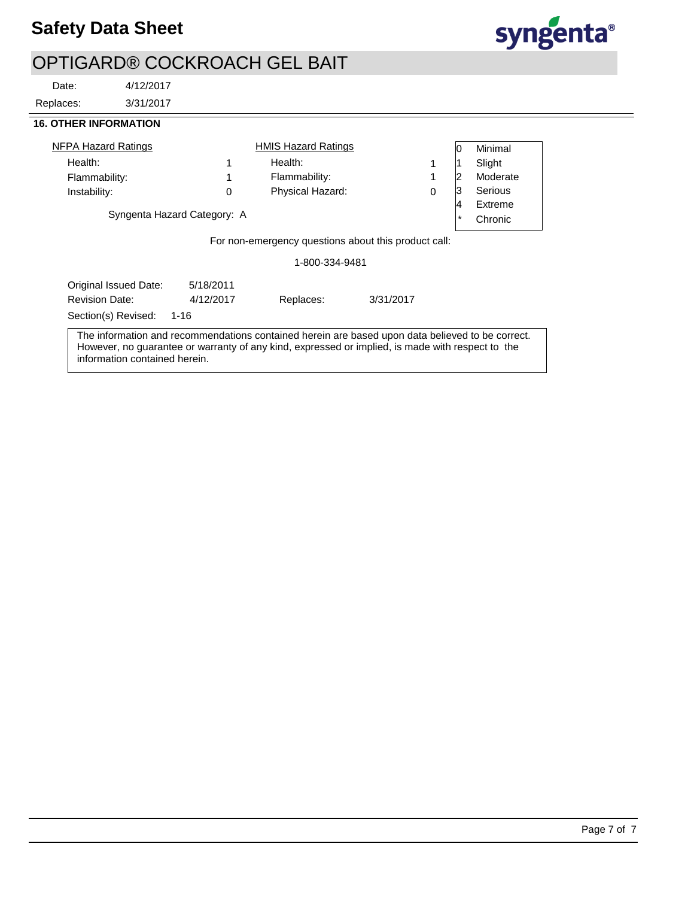## 16. OTHER INFORMATION

| NFPA Hazard Ratings | | HMIS Hazard Ratings | | | |
|---|---|---|---|---|---|
| Health: | 1 | Health: | 1 | 0 | Minimal |
| Flammability: | 1 | Flammability: | 1 | 1 | Slight |
| Instability: | 0 | Physical Hazard: | 0 | 2 | Moderate |
| | | | | 3 | Serious |
| | | | | 4 | Extreme |
| | | | | * | Chronic |

Syngenta Hazard Category: A

For non-emergency questions about this product call:

1-800-334-9481

Original Issued Date: 5/18/2011

Revision Date: 4/12/2017 Replaces: 3/31/2017

Section(s) Revised: 1-16

The information and recommendations contained herein are based upon data believed to be correct. However, no guarantee or warranty of any kind, expressed or implied, is made with respect to the information contained herein.